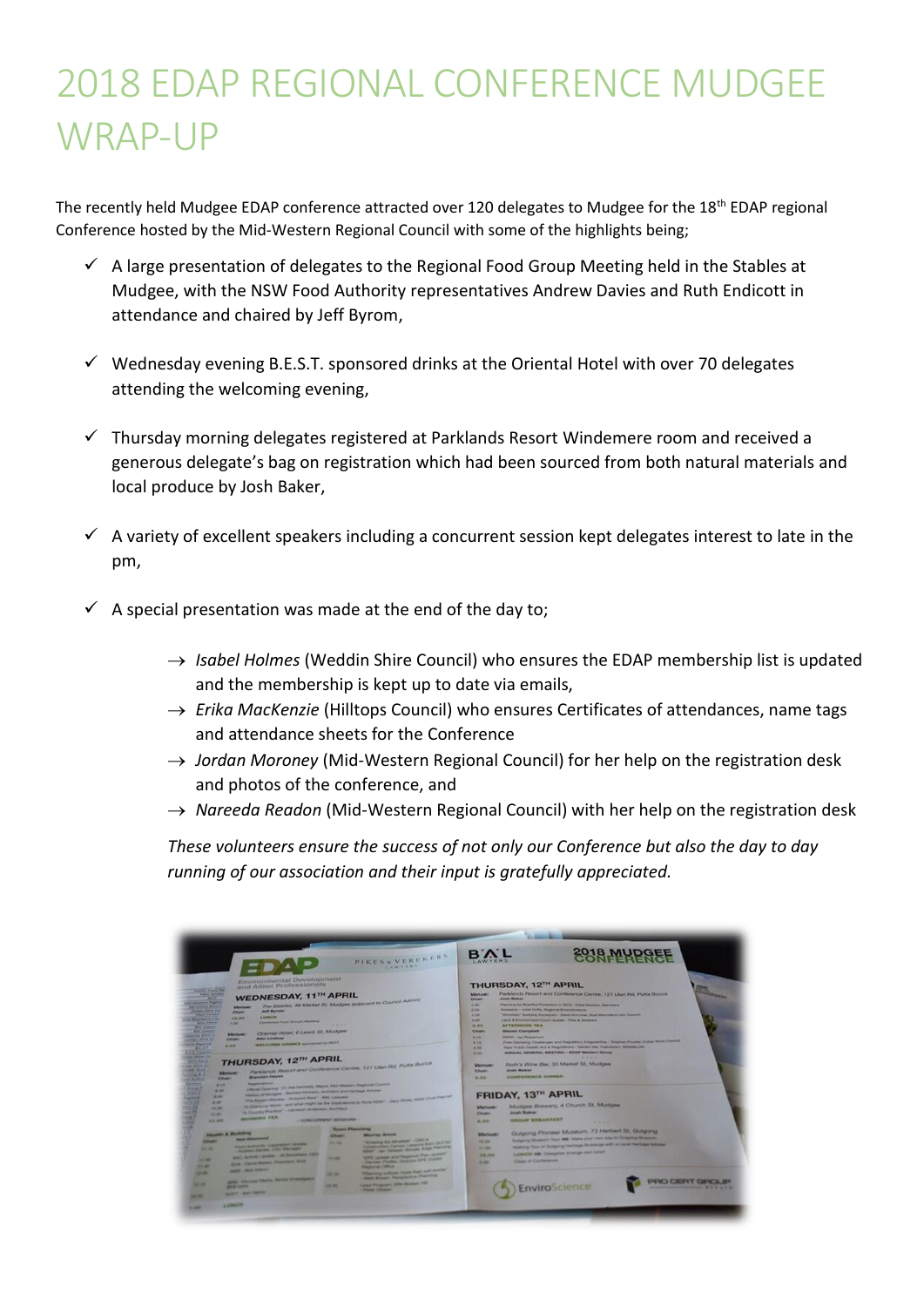# 2018 EDAP REGIONAL CONFERENCE MUDGEE WRAP-UP

The recently held Mudgee EDAP conference attracted over 120 delegates to Mudgee for the 18th EDAP regional Conference hosted by the Mid-Western Regional Council with some of the highlights being;

- ✓ A large presentation of delegates to the Regional Food Group Meeting held in the Stables at Mudgee, with the NSW Food Authority representatives Andrew Davies and Ruth Endicott in attendance and chaired by Jeff Byrom,
- ✓ Wednesday evening B.E.S.T. sponsored drinks at the Oriental Hotel with over 70 delegates attending the welcoming evening,
- ✓ Thursday morning delegates registered at Parklands Resort Windemere room and received a generous delegate's bag on registration which had been sourced from both natural materials and local produce by Josh Baker,
- ✓ A variety of excellent speakers including a concurrent session kept delegates interest to late in the pm,
- ✓ A special presentation was made at the end of the day to;
  - → *Isabel Holmes* (Weddin Shire Council) who ensures the EDAP membership list is updated and the membership is kept up to date via emails,
  - → *Erika MacKenzie* (Hilltops Council) who ensures Certificates of attendances, name tags and attendance sheets for the Conference
  - → *Jordan Moroney* (Mid-Western Regional Council) for her help on the registration desk and photos of the conference, and
  - → *Nareeda Readon* (Mid-Western Regional Council) with her help on the registration desk

*These volunteers ensure the success of not only our Conference but also the day to day running of our association and their input is gratefully appreciated.*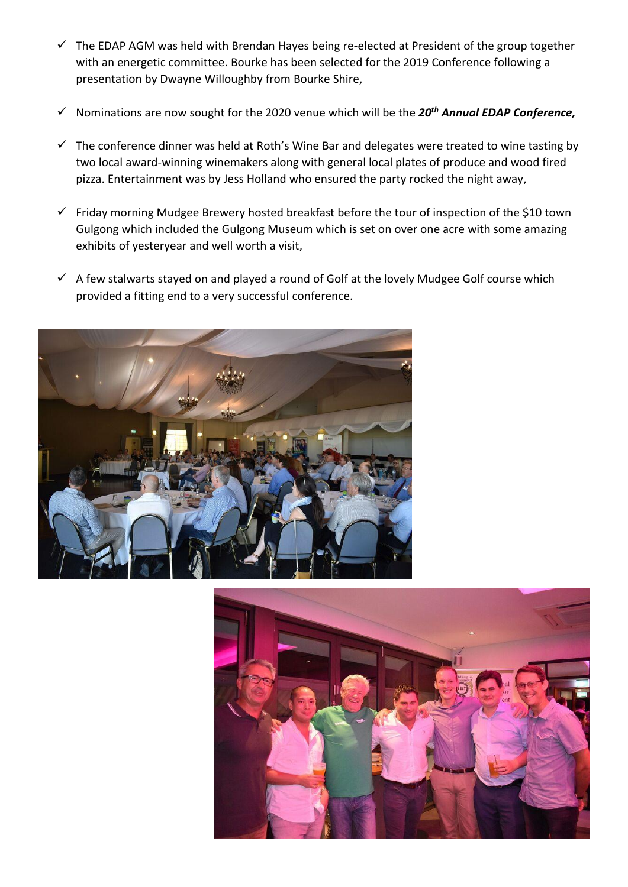- ✓ The EDAP AGM was held with Brendan Hayes being re-elected at President of the group together with an energetic committee. Bourke has been selected for the 2019 Conference following a presentation by Dwayne Willoughby from Bourke Shire,

- ✓ Nominations are now sought for the 2020 venue which will be the ***20th Annual EDAP Conference,***

- ✓ The conference dinner was held at Roth's Wine Bar and delegates were treated to wine tasting by two local award-winning winemakers along with general local plates of produce and wood fired pizza. Entertainment was by Jess Holland who ensured the party rocked the night away,

- ✓ Friday morning Mudgee Brewery hosted breakfast before the tour of inspection of the $10 town Gulgong which included the Gulgong Museum which is set on over one acre with some amazing exhibits of yesteryear and well worth a visit,

- ✓ A few stalwarts stayed on and played a round of Golf at the lovely Mudgee Golf course which provided a fitting end to a very successful conference.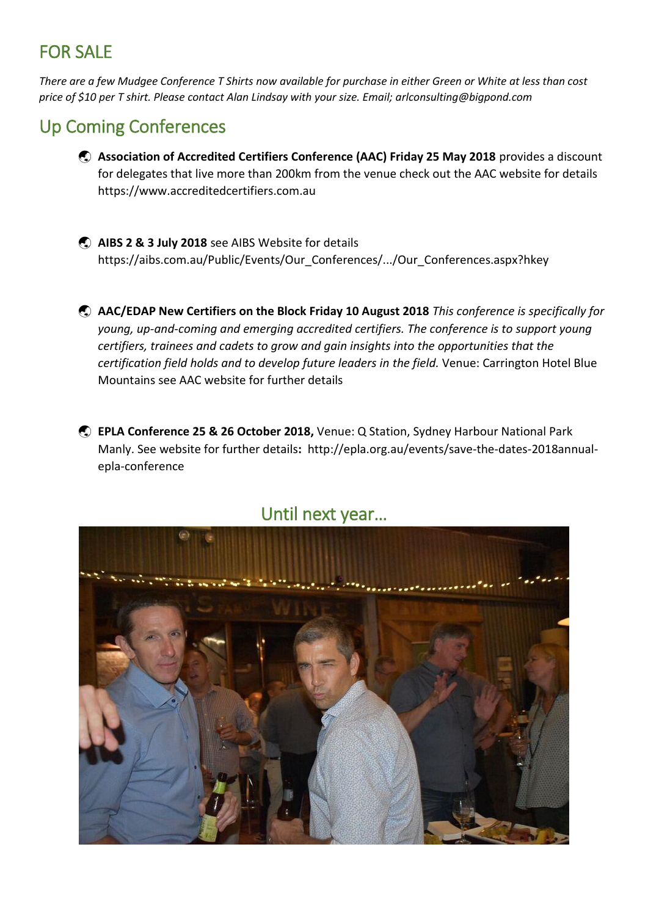## FOR SALE

*There are a few Mudgee Conference T Shirts now available for purchase in either Green or White at less than cost price of $10 per T shirt. Please contact Alan Lindsay with your size. Email; arlconsulting@bigpond.com*

## Up Coming Conferences

- **Association of Accredited Certifiers Conference (AAC) Friday 25 May 2018** provides a discount for delegates that live more than 200km from the venue check out the AAC website for details https://www.accreditedcertifiers.com.au

- **AIBS 2 & 3 July 2018** see AIBS Website for details https://aibs.com.au/Public/Events/Our_Conferences/.../Our_Conferences.aspx?hkey

- **AAC/EDAP New Certifiers on the Block Friday 10 August 2018** *This conference is specifically for young, up-and-coming and emerging accredited certifiers. The conference is to support young certifiers, trainees and cadets to grow and gain insights into the opportunities that the certification field holds and to develop future leaders in the field.* Venue: Carrington Hotel Blue Mountains see AAC website for further details

- **EPLA Conference 25 & 26 October 2018,** Venue: Q Station, Sydney Harbour National Park Manly. See website for further details**:** http://epla.org.au/events/save-the-dates-2018annual-epla-conference

## Until next year…